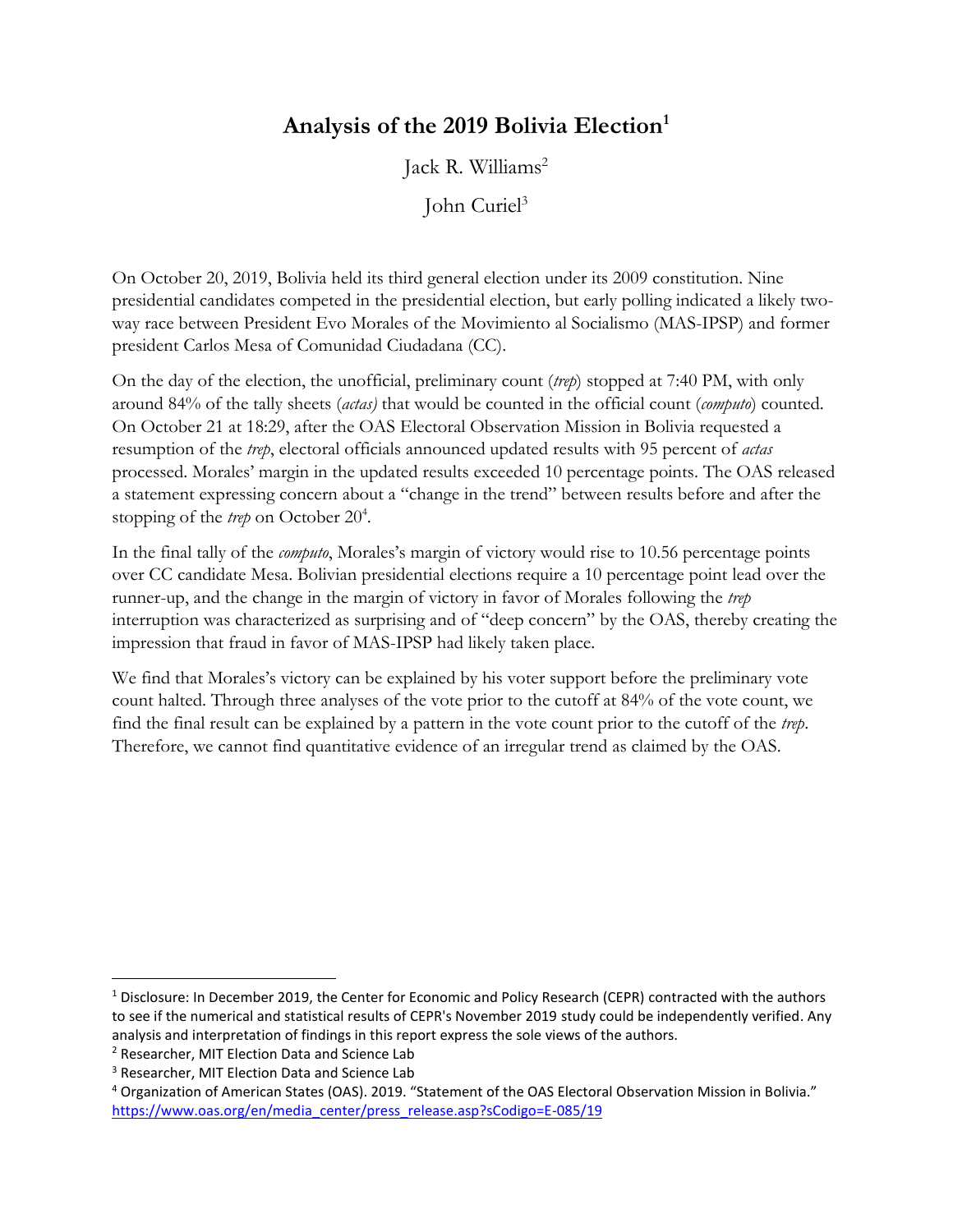# Analysis of the 2019 Bolivia Election[1]

Jack R. Williams[2]

John Curiel[3]

On October 20, 2019, Bolivia held its third general election under its 2009 constitution. Nine presidential candidates competed in the presidential election, but early polling indicated a likely two-way race between President Evo Morales of the Movimiento al Socialismo (MAS-IPSP) and former president Carlos Mesa of Comunidad Ciudadana (CC).

On the day of the election, the unofficial, preliminary count (*trep*) stopped at 7:40 PM, with only around 84% of the tally sheets (*actas)* that would be counted in the official count (*computo*) counted. On October 21 at 18:29, after the OAS Electoral Observation Mission in Bolivia requested a resumption of the *trep*, electoral officials announced updated results with 95 percent of *actas* processed. Morales' margin in the updated results exceeded 10 percentage points. The OAS released a statement expressing concern about a "change in the trend" between results before and after the stopping of the *trep* on October 20[4].

In the final tally of the *computo*, Morales's margin of victory would rise to 10.56 percentage points over CC candidate Mesa. Bolivian presidential elections require a 10 percentage point lead over the runner-up, and the change in the margin of victory in favor of Morales following the *trep* interruption was characterized as surprising and of "deep concern" by the OAS, thereby creating the impression that fraud in favor of MAS-IPSP had likely taken place.

We find that Morales's victory can be explained by his voter support before the preliminary vote count halted. Through three analyses of the vote prior to the cutoff at 84% of the vote count, we find the final result can be explained by a pattern in the vote count prior to the cutoff of the *trep*. Therefore, we cannot find quantitative evidence of an irregular trend as claimed by the OAS.

---

[1] Disclosure: In December 2019, the Center for Economic and Policy Research (CEPR) contracted with the authors to see if the numerical and statistical results of CEPR's November 2019 study could be independently verified. Any analysis and interpretation of findings in this report express the sole views of the authors.

[2] Researcher, MIT Election Data and Science Lab

[3] Researcher, MIT Election Data and Science Lab

[4] Organization of American States (OAS). 2019. "Statement of the OAS Electoral Observation Mission in Bolivia." https://www.oas.org/en/media_center/press_release.asp?sCodigo=E-085/19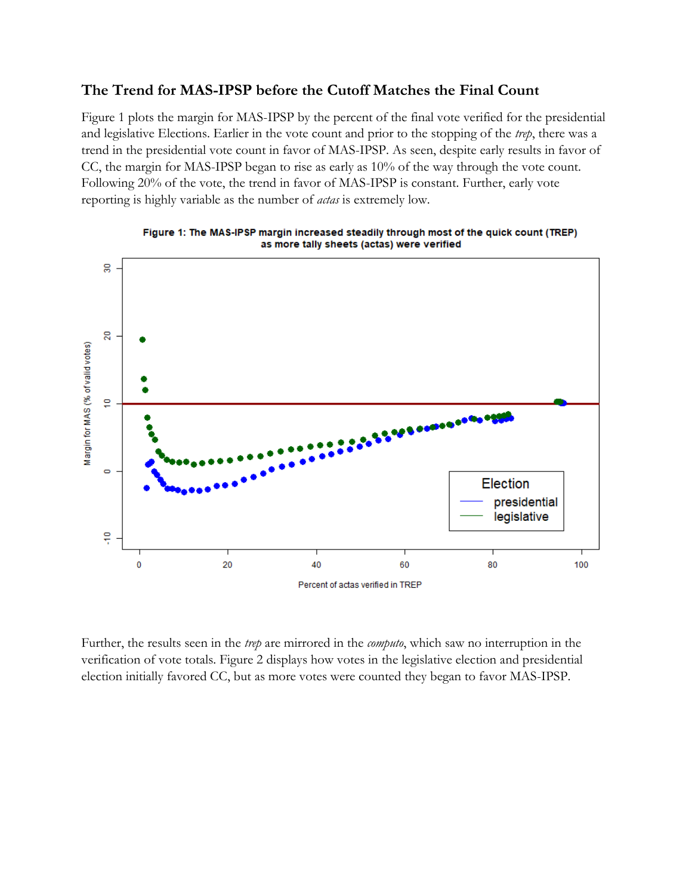## The Trend for MAS-IPSP before the Cutoff Matches the Final Count

Figure 1 plots the margin for MAS-IPSP by the percent of the final vote verified for the presidential and legislative Elections. Earlier in the vote count and prior to the stopping of the *trep*, there was a trend in the presidential vote count in favor of MAS-IPSP. As seen, despite early results in favor of CC, the margin for MAS-IPSP began to rise as early as 10% of the way through the vote count. Following 20% of the vote, the trend in favor of MAS-IPSP is constant. Further, early vote reporting is highly variable as the number of *actas* is extremely low.

**Figure 1: The MAS-IPSP margin increased steadily through most of the quick count (TREP) as more tally sheets (actas) were verified**

Further, the results seen in the *trep* are mirrored in the *computo*, which saw no interruption in the verification of vote totals. Figure 2 displays how votes in the legislative election and presidential election initially favored CC, but as more votes were counted they began to favor MAS-IPSP.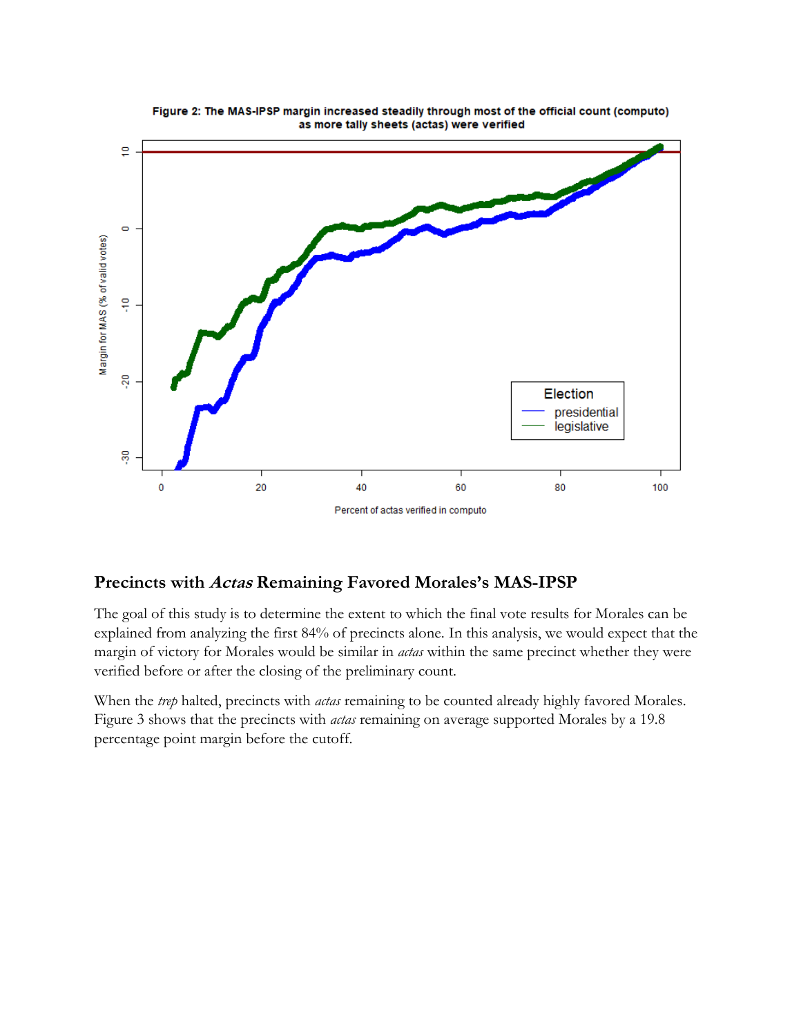**Figure 2: The MAS-IPSP margin increased steadily through most of the official count (computo) as more tally sheets (actas) were verified**

## Precincts with *Actas* Remaining Favored Morales's MAS-IPSP

The goal of this study is to determine the extent to which the final vote results for Morales can be explained from analyzing the first 84% of precincts alone. In this analysis, we would expect that the margin of victory for Morales would be similar in *actas* within the same precinct whether they were verified before or after the closing of the preliminary count.

When the *trep* halted, precincts with *actas* remaining to be counted already highly favored Morales. Figure 3 shows that the precincts with *actas* remaining on average supported Morales by a 19.8 percentage point margin before the cutoff.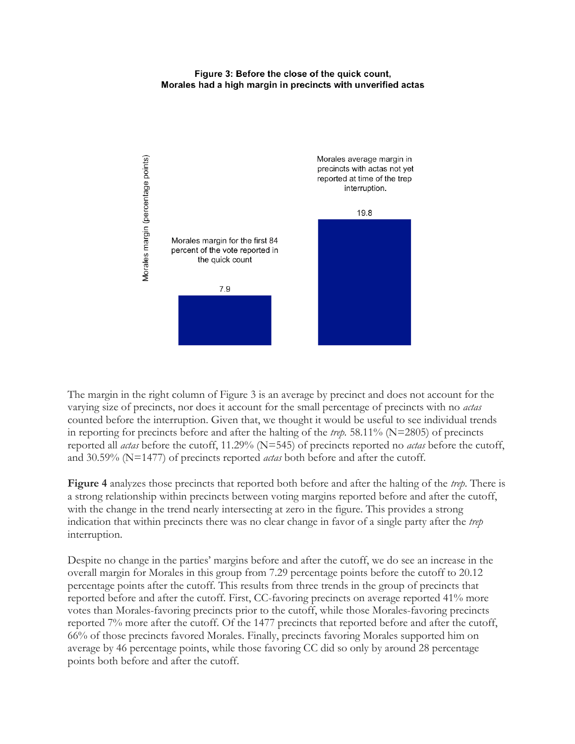**Figure 3: Before the close of the quick count, Morales had a high margin in precincts with unverified actas**

The margin in the right column of Figure 3 is an average by precinct and does not account for the varying size of precincts, nor does it account for the small percentage of precincts with no *actas* counted before the interruption. Given that, we thought it would be useful to see individual trends in reporting for precincts before and after the halting of the *trep*. 58.11% (N=2805) of precincts reported all *actas* before the cutoff, 11.29% (N=545) of precincts reported no *actas* before the cutoff, and 30.59% (N=1477) of precincts reported *actas* both before and after the cutoff.

**Figure 4** analyzes those precincts that reported both before and after the halting of the *trep*. There is a strong relationship within precincts between voting margins reported before and after the cutoff, with the change in the trend nearly intersecting at zero in the figure. This provides a strong indication that within precincts there was no clear change in favor of a single party after the *trep* interruption.

Despite no change in the parties' margins before and after the cutoff, we do see an increase in the overall margin for Morales in this group from 7.29 percentage points before the cutoff to 20.12 percentage points after the cutoff. This results from three trends in the group of precincts that reported before and after the cutoff. First, CC-favoring precincts on average reported 41% more votes than Morales-favoring precincts prior to the cutoff, while those Morales-favoring precincts reported 7% more after the cutoff. Of the 1477 precincts that reported before and after the cutoff, 66% of those precincts favored Morales. Finally, precincts favoring Morales supported him on average by 46 percentage points, while those favoring CC did so only by around 28 percentage points both before and after the cutoff.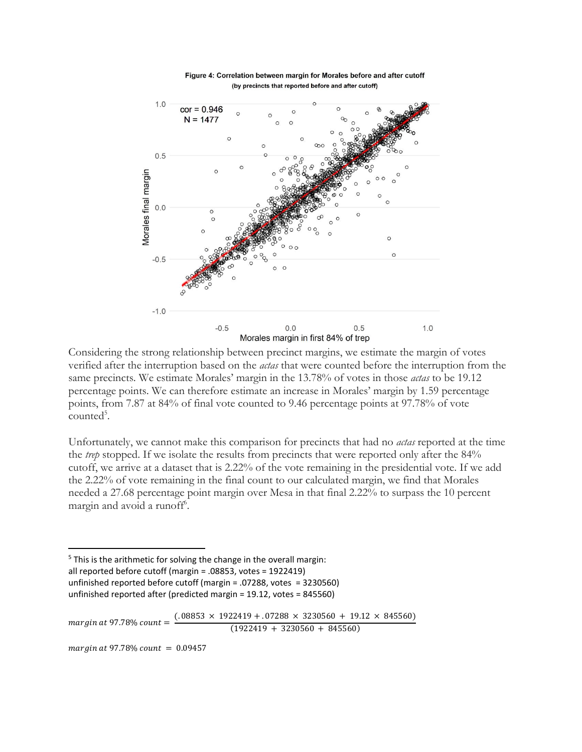**Figure 4: Correlation between margin for Morales before and after cutoff**
(by precincts that reported before and after cutoff)

Considering the strong relationship between precinct margins, we estimate the margin of votes verified after the interruption based on the *actas* that were counted before the interruption from the same precincts. We estimate Morales' margin in the 13.78% of votes in those *actas* to be 19.12 percentage points. We can therefore estimate an increase in Morales' margin by 1.59 percentage points, from 7.87 at 84% of final vote counted to 9.46 percentage points at 97.78% of vote counted[5].

Unfortunately, we cannot make this comparison for precincts that had no *actas* reported at the time the *trep* stopped. If we isolate the results from precincts that were reported only after the 84% cutoff, we arrive at a dataset that is 2.22% of the vote remaining in the presidential vote. If we add the 2.22% of vote remaining in the final count to our calculated margin, we find that Morales needed a 27.68 percentage point margin over Mesa in that final 2.22% to surpass the 10 percent margin and avoid a runoff[6].

---

[5] This is the arithmetic for solving the change in the overall margin:
all reported before cutoff (margin = .08853, votes = 1922419)
unfinished reported before cutoff (margin = .07288, votes = 3230560)
unfinished reported after (predicted margin = 19.12, votes = 845560)

$$margin\ at\ 97.78\%\ count = \frac{(.08853 \times 1922419 + .07288 \times 3230560 + 19.12 \times 845560)}{(1922419 + 3230560 + 845560)}$$

$$margin\ at\ 97.78\%\ count = 0.09457$$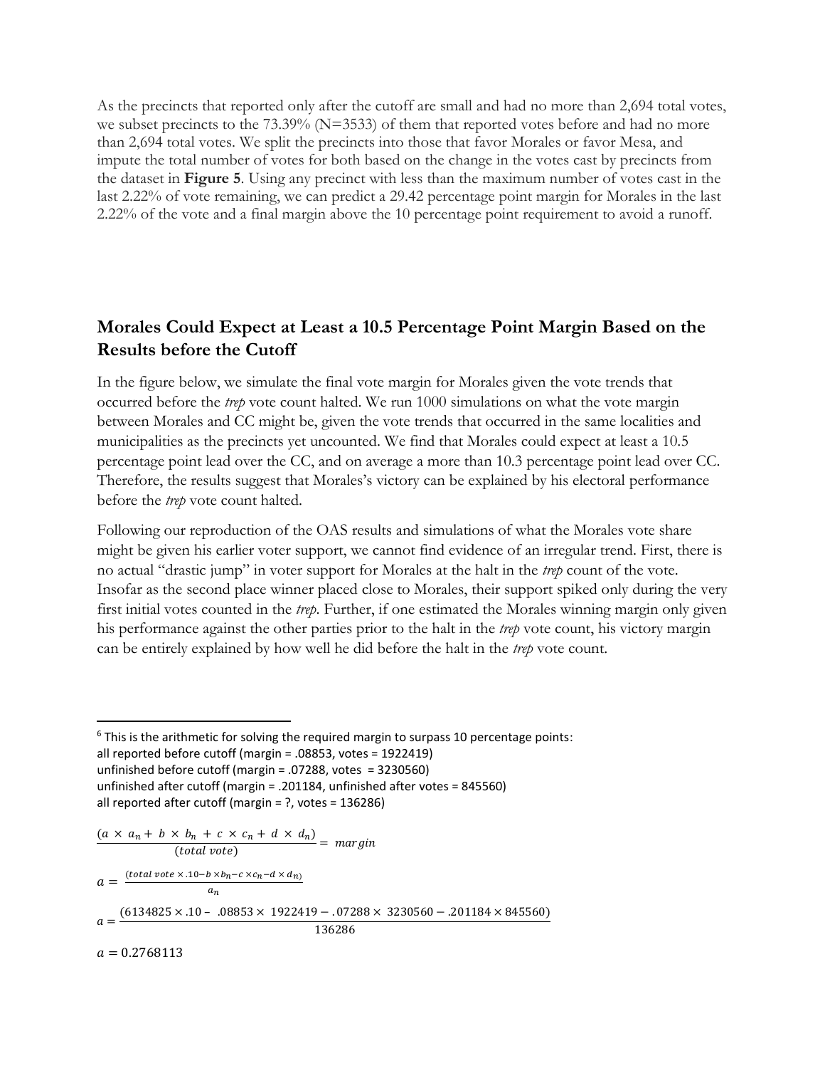As the precincts that reported only after the cutoff are small and had no more than 2,694 total votes, we subset precincts to the 73.39% (N=3533) of them that reported votes before and had no more than 2,694 total votes. We split the precincts into those that favor Morales or favor Mesa, and impute the total number of votes for both based on the change in the votes cast by precincts from the dataset in **Figure 5**. Using any precinct with less than the maximum number of votes cast in the last 2.22% of vote remaining, we can predict a 29.42 percentage point margin for Morales in the last 2.22% of the vote and a final margin above the 10 percentage point requirement to avoid a runoff.

## Morales Could Expect at Least a 10.5 Percentage Point Margin Based on the Results before the Cutoff

In the figure below, we simulate the final vote margin for Morales given the vote trends that occurred before the *trep* vote count halted. We run 1000 simulations on what the vote margin between Morales and CC might be, given the vote trends that occurred in the same localities and municipalities as the precincts yet uncounted. We find that Morales could expect at least a 10.5 percentage point lead over the CC, and on average a more than 10.3 percentage point lead over CC. Therefore, the results suggest that Morales's victory can be explained by his electoral performance before the *trep* vote count halted.

Following our reproduction of the OAS results and simulations of what the Morales vote share might be given his earlier voter support, we cannot find evidence of an irregular trend. First, there is no actual "drastic jump" in voter support for Morales at the halt in the *trep* count of the vote. Insofar as the second place winner placed close to Morales, their support spiked only during the very first initial votes counted in the *trep*. Further, if one estimated the Morales winning margin only given his performance against the other parties prior to the halt in the *trep* vote count, his victory margin can be entirely explained by how well he did before the halt in the *trep* vote count.

---

[6] This is the arithmetic for solving the required margin to surpass 10 percentage points:
all reported before cutoff (margin = .08853, votes = 1922419)
unfinished before cutoff (margin = .07288, votes = 3230560)
unfinished after cutoff (margin = .201184, unfinished after votes = 845560)
all reported after cutoff (margin = ?, votes = 136286)

$$\frac{(a \times a_n + b \times b_n + c \times c_n + d \times d_n)}{(total\ vote)} = margin$$

$$a = \frac{(total\ vote \times .10 - b \times b_n - c \times c_n - d \times d_n)}{a_n}$$

$$a = \frac{(6134825 \times .10 - .08853 \times 1922419 - .07288 \times 3230560 - .201184 \times 845560)}{136286}$$

$$a = 0.2768113$$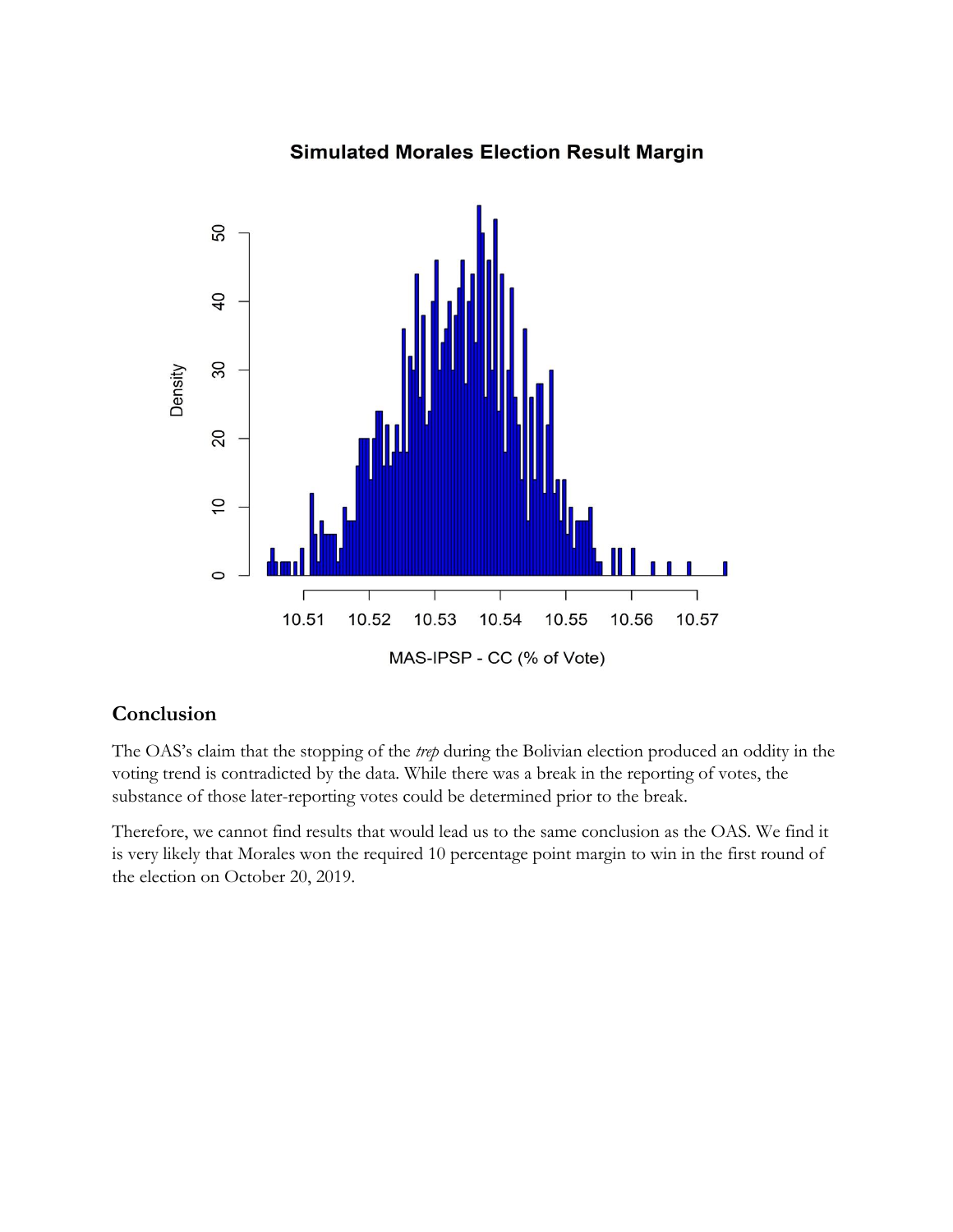Simulated Morales Election Result Margin

Density

0
10
20
30
40
50

10.51
10.52
10.53
10.54
10.55
10.56
10.57

MAS-IPSP - CC (% of Vote)

## Conclusion

The OAS's claim that the stopping of the *trep* during the Bolivian election produced an oddity in the voting trend is contradicted by the data. While there was a break in the reporting of votes, the substance of those later-reporting votes could be determined prior to the break.

Therefore, we cannot find results that would lead us to the same conclusion as the OAS. We find it is very likely that Morales won the required 10 percentage point margin to win in the first round of the election on October 20, 2019.